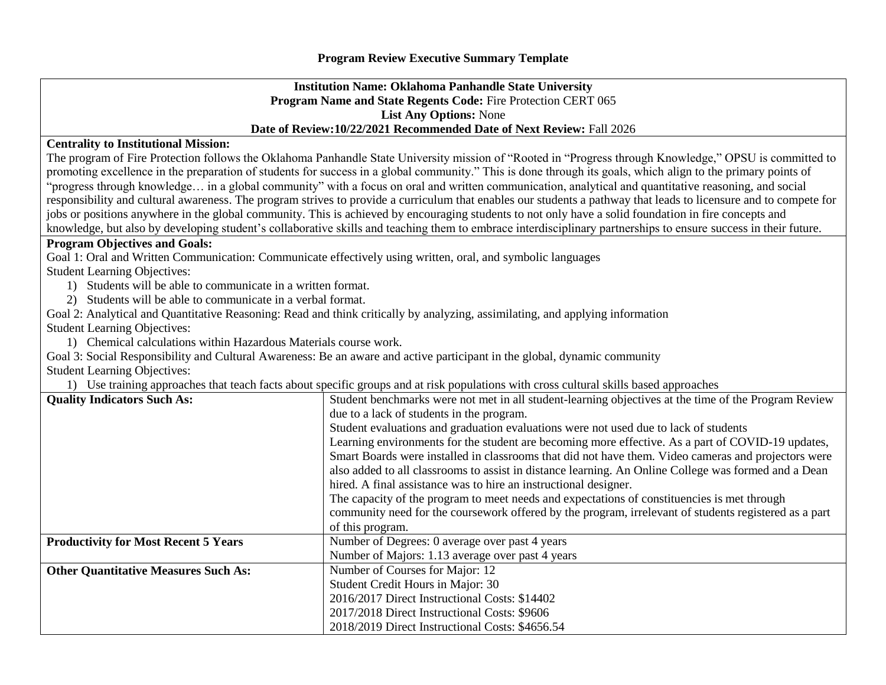# Program Review Executive Summary Template

**Institution Name: Oklahoma Panhandle State University**
**Program Name and State Regents Code:** Fire Protection CERT 065
**List Any Options:** None
**Date of Review:10/22/2021 Recommended Date of Next Review:** Fall 2026

**Centrality to Institutional Mission:**
The program of Fire Protection follows the Oklahoma Panhandle State University mission of "Rooted in "Progress through Knowledge," OPSU is committed to promoting excellence in the preparation of students for success in a global community." This is done through its goals, which align to the primary points of "progress through knowledge… in a global community" with a focus on oral and written communication, analytical and quantitative reasoning, and social responsibility and cultural awareness. The program strives to provide a curriculum that enables our students a pathway that leads to licensure and to compete for jobs or positions anywhere in the global community. This is achieved by encouraging students to not only have a solid foundation in fire concepts and knowledge, but also by developing student's collaborative skills and teaching them to embrace interdisciplinary partnerships to ensure success in their future.

**Program Objectives and Goals:**
Goal 1: Oral and Written Communication: Communicate effectively using written, oral, and symbolic languages
Student Learning Objectives:
1) Students will be able to communicate in a written format.
2) Students will be able to communicate in a verbal format.

Goal 2: Analytical and Quantitative Reasoning: Read and think critically by analyzing, assimilating, and applying information
Student Learning Objectives:
1) Chemical calculations within Hazardous Materials course work.

Goal 3: Social Responsibility and Cultural Awareness: Be an aware and active participant in the global, dynamic community
Student Learning Objectives:
1) Use training approaches that teach facts about specific groups and at risk populations with cross cultural skills based approaches

| | |
|---|---|
| **Quality Indicators Such As:** | Student benchmarks were not met in all student-learning objectives at the time of the Program Review due to a lack of students in the program.<br>Student evaluations and graduation evaluations were not used due to lack of students<br>Learning environments for the student are becoming more effective. As a part of COVID-19 updates, Smart Boards were installed in classrooms that did not have them. Video cameras and projectors were also added to all classrooms to assist in distance learning. An Online College was formed and a Dean hired. A final assistance was to hire an instructional designer.<br>The capacity of the program to meet needs and expectations of constituencies is met through community need for the coursework offered by the program, irrelevant of students registered as a part of this program. |
| **Productivity for Most Recent 5 Years** | Number of Degrees: 0 average over past 4 years<br>Number of Majors: 1.13 average over past 4 years |
| **Other Quantitative Measures Such As:** | Number of Courses for Major: 12<br>Student Credit Hours in Major: 30<br>2016/2017 Direct Instructional Costs: $14402<br>2017/2018 Direct Instructional Costs: $9606<br>2018/2019 Direct Instructional Costs: $4656.54 |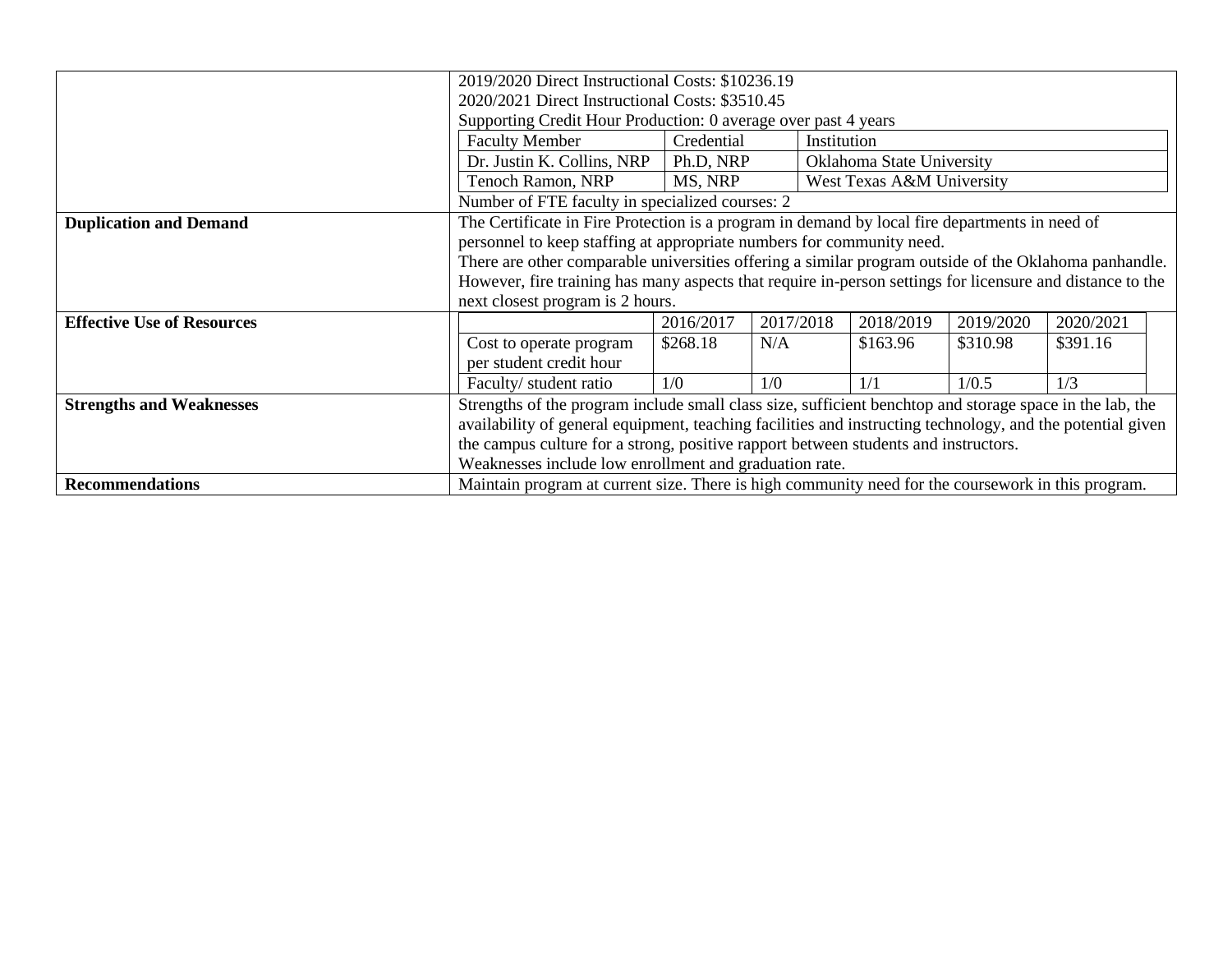| | |
|---|---|
| | 2019/2020 Direct Instructional Costs: \$10236.19<br>2020/2021 Direct Instructional Costs: \$3510.45<br>Supporting Credit Hour Production: 0 average over past 4 years<br>Faculty Member / Credential / Institution:<br>Dr. Justin K. Collins, NRP / Ph.D, NRP / Oklahoma State University<br>Tenoch Ramon, NRP / MS, NRP / West Texas A&M University<br>Number of FTE faculty in specialized courses: 2 |
| **Duplication and Demand** | The Certificate in Fire Protection is a program in demand by local fire departments in need of personnel to keep staffing at appropriate numbers for community need.<br>There are other comparable universities offering a similar program outside of the Oklahoma panhandle. However, fire training has many aspects that require in-person settings for licensure and distance to the next closest program is 2 hours. |
| **Effective Use of Resources** | (see table below) |
| **Strengths and Weaknesses** | Strengths of the program include small class size, sufficient benchtop and storage space in the lab, the availability of general equipment, teaching facilities and instructing technology, and the potential given the campus culture for a strong, positive rapport between students and instructors.<br>Weaknesses include low enrollment and graduation rate. |
| **Recommendations** | Maintain program at current size. There is high community need for the coursework in this program. |

| Faculty Member | Credential | Institution |
|---|---|---|
| Dr. Justin K. Collins, NRP | Ph.D, NRP | Oklahoma State University |
| Tenoch Ramon, NRP | MS, NRP | West Texas A&M University |

**Effective Use of Resources**

| | 2016/2017 | 2017/2018 | 2018/2019 | 2019/2020 | 2020/2021 |
|---|---|---|---|---|---|
| Cost to operate program per student credit hour | \$268.18 | N/A | \$163.96 | \$310.98 | \$391.16 |
| Faculty/ student ratio | 1/0 | 1/0 | 1/1 | 1/0.5 | 1/3 |